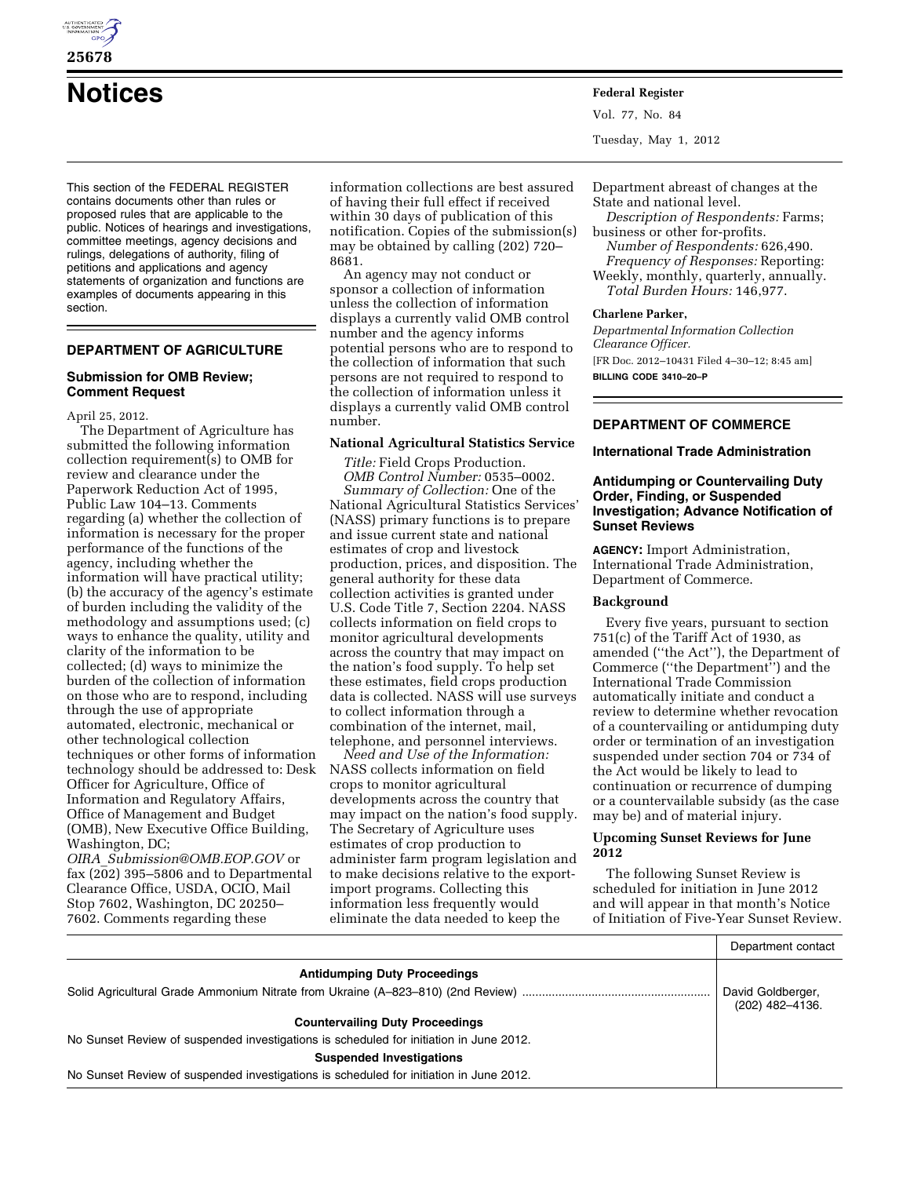# Notices

This section of the FEDERAL REGISTER contains documents other than rules or proposed rules that are applicable to the public. Notices of hearings and investigations, committee meetings, agency decisions and rulings, delegations of authority, filing of petitions and applications and agency statements of organization and functions are examples of documents appearing in this section.

## DEPARTMENT OF AGRICULTURE

### Submission for OMB Review; Comment Request

April 25, 2012.

The Department of Agriculture has submitted the following information collection requirement(s) to OMB for review and clearance under the Paperwork Reduction Act of 1995, Public Law 104–13. Comments regarding (a) whether the collection of information is necessary for the proper performance of the functions of the agency, including whether the information will have practical utility; (b) the accuracy of the agency's estimate of burden including the validity of the methodology and assumptions used; (c) ways to enhance the quality, utility and clarity of the information to be collected; (d) ways to minimize the burden of the collection of information on those who are to respond, including through the use of appropriate automated, electronic, mechanical or other technological collection techniques or other forms of information technology should be addressed to: Desk Officer for Agriculture, Office of Information and Regulatory Affairs, Office of Management and Budget (OMB), New Executive Office Building, Washington, DC; *OIRA_Submission@OMB.EOP.GOV* or fax (202) 395–5806 and to Departmental Clearance Office, USDA, OCIO, Mail Stop 7602, Washington, DC 20250–7602. Comments regarding these information collections are best assured of having their full effect if received within 30 days of publication of this notification. Copies of the submission(s) may be obtained by calling (202) 720–8681.

An agency may not conduct or sponsor a collection of information unless the collection of information displays a currently valid OMB control number and the agency informs potential persons who are to respond to the collection of information that such persons are not required to respond to the collection of information unless it displays a currently valid OMB control number.

#### National Agricultural Statistics Service

*Title:* Field Crops Production.

*OMB Control Number:* 0535–0002.

*Summary of Collection:* One of the National Agricultural Statistics Services' (NASS) primary functions is to prepare and issue current state and national estimates of crop and livestock production, prices, and disposition. The general authority for these data collection activities is granted under U.S. Code Title 7, Section 2204. NASS collects information on field crops to monitor agricultural developments across the country that may impact on the nation's food supply. To help set these estimates, field crops production data is collected. NASS will use surveys to collect information through a combination of the internet, mail, telephone, and personnel interviews.

*Need and Use of the Information:* NASS collects information on field crops to monitor agricultural developments across the country that may impact on the nation's food supply. The Secretary of Agriculture uses estimates of crop production to administer farm program legislation and to make decisions relative to the export-import programs. Collecting this information less frequently would eliminate the data needed to keep the Department abreast of changes at the State and national level.

*Description of Respondents:* Farms; business or other for-profits.

*Number of Respondents:* 626,490.

*Frequency of Responses:* Reporting: Weekly, monthly, quarterly, annually.

*Total Burden Hours:* 146,977.

**Charlene Parker,**

*Departmental Information Collection Clearance Officer.*

[FR Doc. 2012–10431 Filed 4–30–12; 8:45 am]

**BILLING CODE 3410–20–P**

## DEPARTMENT OF COMMERCE

### International Trade Administration

### Antidumping or Countervailing Duty Order, Finding, or Suspended Investigation; Advance Notification of Sunset Reviews

**AGENCY:** Import Administration, International Trade Administration, Department of Commerce.

#### Background

Every five years, pursuant to section 751(c) of the Tariff Act of 1930, as amended ("the Act"), the Department of Commerce ("the Department") and the International Trade Commission automatically initiate and conduct a review to determine whether revocation of a countervailing or antidumping duty order or termination of an investigation suspended under section 704 or 734 of the Act would be likely to lead to continuation or recurrence of dumping or a countervailable subsidy (as the case may be) and of material injury.

#### Upcoming Sunset Reviews for June 2012

The following Sunset Review is scheduled for initiation in June 2012 and will appear in that month's Notice of Initiation of Five-Year Sunset Review.

| | Department contact |
|---|---|
| **Antidumping Duty Proceedings** | |
| Solid Agricultural Grade Ammonium Nitrate from Ukraine (A–823–810) (2nd Review) | David Goldberger, (202) 482–4136. |
| **Countervailing Duty Proceedings** | |
| No Sunset Review of suspended investigations is scheduled for initiation in June 2012. | |
| **Suspended Investigations** | |
| No Sunset Review of suspended investigations is scheduled for initiation in June 2012. | |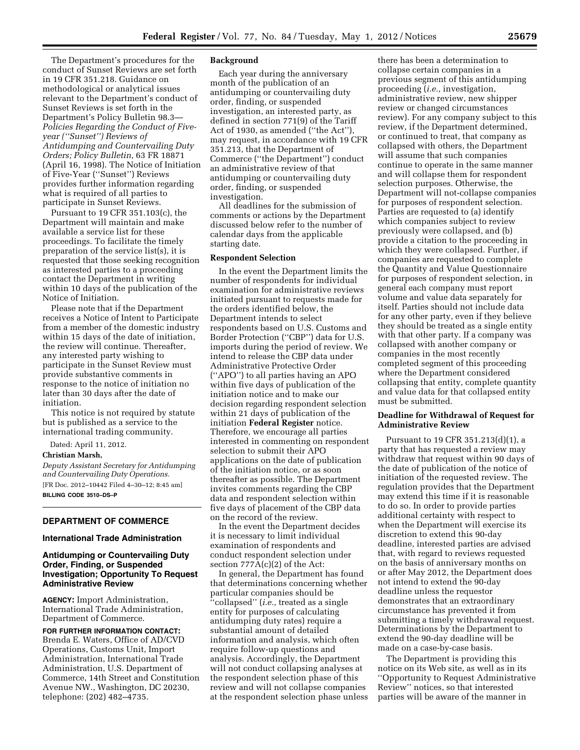The Department's procedures for the conduct of Sunset Reviews are set forth in 19 CFR 351.218. Guidance on methodological or analytical issues relevant to the Department's conduct of Sunset Reviews is set forth in the Department's Policy Bulletin 98.3—*Policies Regarding the Conduct of Five-year (''Sunset'') Reviews of Antidumping and Countervailing Duty Orders; Policy Bulletin,* 63 FR 18871 (April 16, 1998). The Notice of Initiation of Five-Year (''Sunset'') Reviews provides further information regarding what is required of all parties to participate in Sunset Reviews.

Pursuant to 19 CFR 351.103(c), the Department will maintain and make available a service list for these proceedings. To facilitate the timely preparation of the service list(s), it is requested that those seeking recognition as interested parties to a proceeding contact the Department in writing within 10 days of the publication of the Notice of Initiation.

Please note that if the Department receives a Notice of Intent to Participate from a member of the domestic industry within 15 days of the date of initiation, the review will continue. Thereafter, any interested party wishing to participate in the Sunset Review must provide substantive comments in response to the notice of initiation no later than 30 days after the date of initiation.

This notice is not required by statute but is published as a service to the international trading community.

Dated: April 11, 2012.

**Christian Marsh,**

*Deputy Assistant Secretary for Antidumping and Countervailing Duty Operations.*

[FR Doc. 2012–10442 Filed 4–30–12; 8:45 am]

**BILLING CODE 3510–DS–P**

---

## DEPARTMENT OF COMMERCE

### International Trade Administration

### Antidumping or Countervailing Duty Order, Finding, or Suspended Investigation; Opportunity To Request Administrative Review

**AGENCY:** Import Administration, International Trade Administration, Department of Commerce.

**FOR FURTHER INFORMATION CONTACT:** Brenda E. Waters, Office of AD/CVD Operations, Customs Unit, Import Administration, International Trade Administration, U.S. Department of Commerce, 14th Street and Constitution Avenue NW., Washington, DC 20230, telephone: (202) 482–4735.

**Background**

Each year during the anniversary month of the publication of an antidumping or countervailing duty order, finding, or suspended investigation, an interested party, as defined in section 771(9) of the Tariff Act of 1930, as amended (''the Act''), may request, in accordance with 19 CFR 351.213, that the Department of Commerce (''the Department'') conduct an administrative review of that antidumping or countervailing duty order, finding, or suspended investigation.

All deadlines for the submission of comments or actions by the Department discussed below refer to the number of calendar days from the applicable starting date.

**Respondent Selection**

In the event the Department limits the number of respondents for individual examination for administrative reviews initiated pursuant to requests made for the orders identified below, the Department intends to select respondents based on U.S. Customs and Border Protection (''CBP'') data for U.S. imports during the period of review. We intend to release the CBP data under Administrative Protective Order (''APO'') to all parties having an APO within five days of publication of the initiation notice and to make our decision regarding respondent selection within 21 days of publication of the initiation **Federal Register** notice. Therefore, we encourage all parties interested in commenting on respondent selection to submit their APO applications on the date of publication of the initiation notice, or as soon thereafter as possible. The Department invites comments regarding the CBP data and respondent selection within five days of placement of the CBP data on the record of the review.

In the event the Department decides it is necessary to limit individual examination of respondents and conduct respondent selection under section 777A(c)(2) of the Act:

In general, the Department has found that determinations concerning whether particular companies should be ''collapsed'' (*i.e.,* treated as a single entity for purposes of calculating antidumping duty rates) require a substantial amount of detailed information and analysis, which often require follow-up questions and analysis. Accordingly, the Department will not conduct collapsing analyses at the respondent selection phase of this review and will not collapse companies at the respondent selection phase unless there has been a determination to collapse certain companies in a previous segment of this antidumping proceeding (*i.e.,* investigation, administrative review, new shipper review or changed circumstances review). For any company subject to this review, if the Department determined, or continued to treat, that company as collapsed with others, the Department will assume that such companies continue to operate in the same manner and will collapse them for respondent selection purposes. Otherwise, the Department will not-collapse companies for purposes of respondent selection. Parties are requested to (a) identify which companies subject to review previously were collapsed, and (b) provide a citation to the proceeding in which they were collapsed. Further, if companies are requested to complete the Quantity and Value Questionnaire for purposes of respondent selection, in general each company must report volume and value data separately for itself. Parties should not include data for any other party, even if they believe they should be treated as a single entity with that other party. If a company was collapsed with another company or companies in the most recently completed segment of this proceeding where the Department considered collapsing that entity, complete quantity and value data for that collapsed entity must be submitted.

**Deadline for Withdrawal of Request for Administrative Review**

Pursuant to 19 CFR 351.213(d)(1), a party that has requested a review may withdraw that request within 90 days of the date of publication of the notice of initiation of the requested review. The regulation provides that the Department may extend this time if it is reasonable to do so. In order to provide parties additional certainty with respect to when the Department will exercise its discretion to extend this 90-day deadline, interested parties are advised that, with regard to reviews requested on the basis of anniversary months on or after May 2012, the Department does not intend to extend the 90-day deadline unless the requestor demonstrates that an extraordinary circumstance has prevented it from submitting a timely withdrawal request. Determinations by the Department to extend the 90-day deadline will be made on a case-by-case basis.

The Department is providing this notice on its Web site, as well as in its ''Opportunity to Request Administrative Review'' notices, so that interested parties will be aware of the manner in